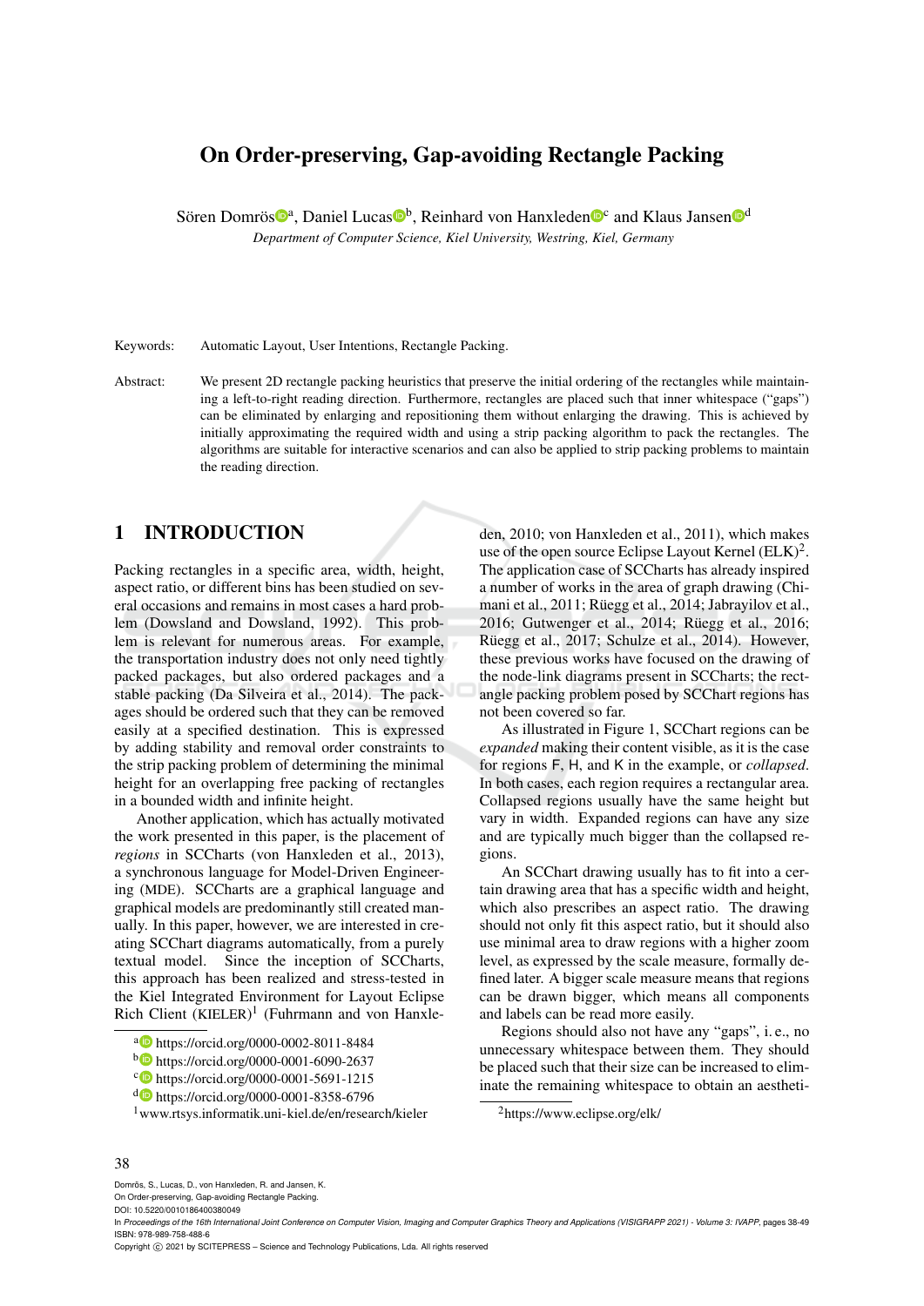# On Order-preserving, Gap-avoiding Rectangle Packing

Sören Domrös[a], Daniel Lucas[b], Reinhard von Hanxleden[c] and Klaus Jansen[d]

*Department of Computer Science, Kiel University, Westring, Kiel, Germany*

Keywords: Automatic Layout, User Intentions, Rectangle Packing.

Abstract: We present 2D rectangle packing heuristics that preserve the initial ordering of the rectangles while maintaining a left-to-right reading direction. Furthermore, rectangles are placed such that inner whitespace ("gaps") can be eliminated by enlarging and repositioning them without enlarging the drawing. This is achieved by initially approximating the required width and using a strip packing algorithm to pack the rectangles. The algorithms are suitable for interactive scenarios and can also be applied to strip packing problems to maintain the reading direction.

## 1 INTRODUCTION

Packing rectangles in a specific area, width, height, aspect ratio, or different bins has been studied on several occasions and remains in most cases a hard problem (Dowsland and Dowsland, 1992). This problem is relevant for numerous areas. For example, the transportation industry does not only need tightly packed packages, but also ordered packages and a stable packing (Da Silveira et al., 2014). The packages should be ordered such that they can be removed easily at a specified destination. This is expressed by adding stability and removal order constraints to the strip packing problem of determining the minimal height for an overlapping free packing of rectangles in a bounded width and infinite height.

Another application, which has actually motivated the work presented in this paper, is the placement of *regions* in SCCharts (von Hanxleden et al., 2013), a synchronous language for Model-Driven Engineering (MDE). SCCharts are a graphical language and graphical models are predominantly still created manually. In this paper, however, we are interested in creating SCChart diagrams automatically, from a purely textual model. Since the inception of SCCharts, this approach has been realized and stress-tested in the Kiel Integrated Environment for Layout Eclipse Rich Client (KIELER)[1] (Fuhrmann and von Hanxleden, 2010; von Hanxleden et al., 2011), which makes use of the open source Eclipse Layout Kernel (ELK)[2]. The application case of SCCharts has already inspired a number of works in the area of graph drawing (Chimani et al., 2011; Rüegg et al., 2014; Jabrayilov et al., 2016; Gutwenger et al., 2014; Rüegg et al., 2016; Rüegg et al., 2017; Schulze et al., 2014). However, these previous works have focused on the drawing of the node-link diagrams present in SCCharts; the rectangle packing problem posed by SCChart regions has not been covered so far.

As illustrated in Figure 1, SCChart regions can be *expanded* making their content visible, as it is the case for regions F, H, and K in the example, or *collapsed*. In both cases, each region requires a rectangular area. Collapsed regions usually have the same height but vary in width. Expanded regions can have any size and are typically much bigger than the collapsed regions.

An SCChart drawing usually has to fit into a certain drawing area that has a specific width and height, which also prescribes an aspect ratio. The drawing should not only fit this aspect ratio, but it should also use minimal area to draw regions with a higher zoom level, as expressed by the scale measure, formally defined later. A bigger scale measure means that regions can be drawn bigger, which means all components and labels can be read more easily.

Regions should also not have any "gaps", i. e., no unnecessary whitespace between them. They should be placed such that their size can be increased to eliminate the remaining whitespace to obtain an aestheti-

---

[a] https://orcid.org/0000-0002-8011-8484
[b] https://orcid.org/0000-0001-6090-2637
[c] https://orcid.org/0000-0001-5691-1215
[d] https://orcid.org/0000-0001-8358-6796
[1] www.rtsys.informatik.uni-kiel.de/en/research/kieler
[2] https://www.eclipse.org/elk/

Domrös, S., Lucas, D., von Hanxleden, R. and Jansen, K.
On Order-preserving, Gap-avoiding Rectangle Packing.
DOI: 10.5220/0010186400380049
In *Proceedings of the 16th International Joint Conference on Computer Vision, Imaging and Computer Graphics Theory and Applications (VISIGRAPP 2021) - Volume 3: IVAPP*, pages 38-49
ISBN: 978-989-758-488-6
Copyright © 2021 by SCITEPRESS – Science and Technology Publications, Lda. All rights reserved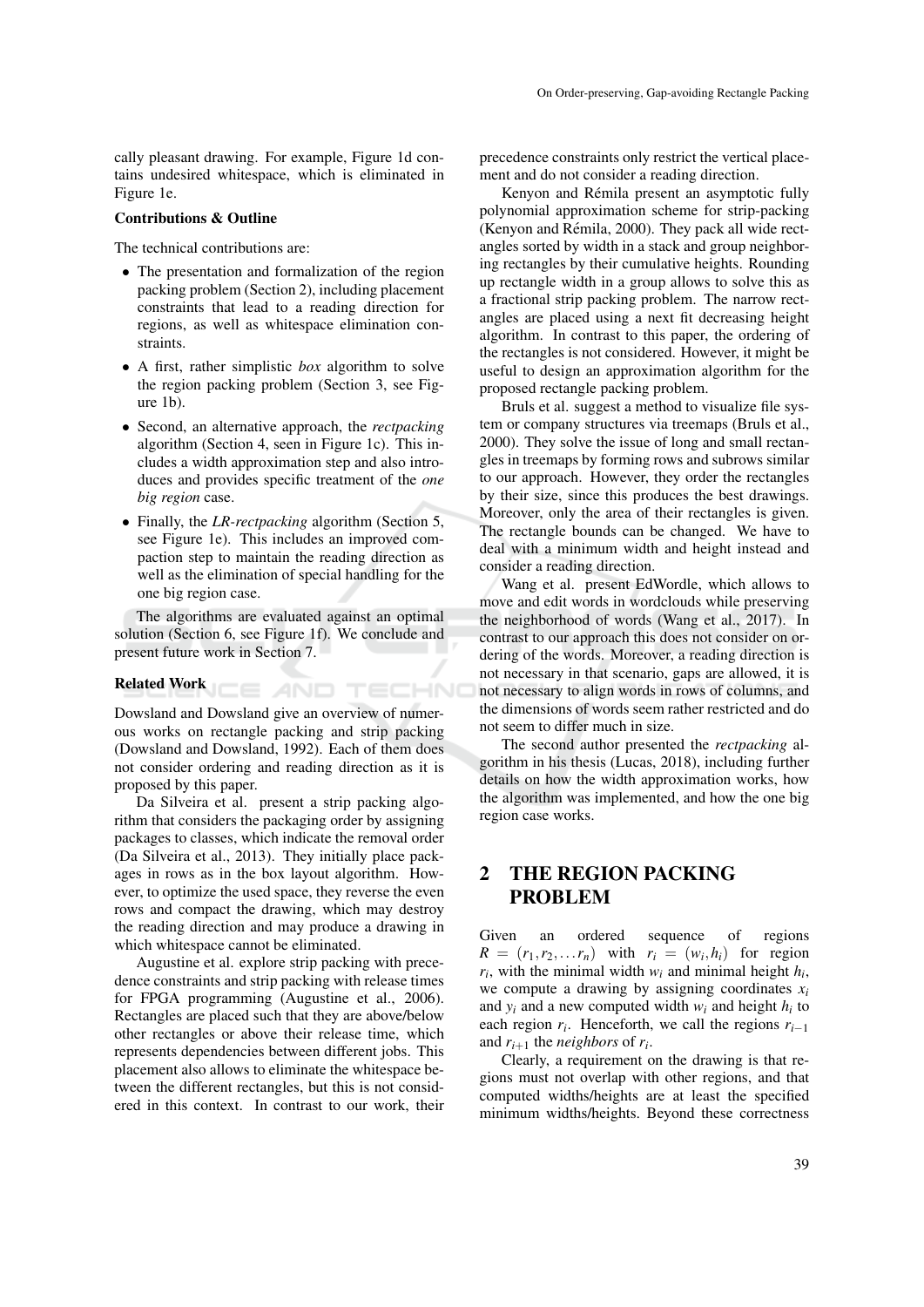cally pleasant drawing. For example, Figure 1d contains undesired whitespace, which is eliminated in Figure 1e.

**Contributions & Outline**

The technical contributions are:

- The presentation and formalization of the region packing problem (Section 2), including placement constraints that lead to a reading direction for regions, as well as whitespace elimination constraints.
- A first, rather simplistic *box* algorithm to solve the region packing problem (Section 3, see Figure 1b).
- Second, an alternative approach, the *rectpacking* algorithm (Section 4, seen in Figure 1c). This includes a width approximation step and also introduces and provides specific treatment of the *one big region* case.
- Finally, the *LR-rectpacking* algorithm (Section 5, see Figure 1e). This includes an improved compaction step to maintain the reading direction as well as the elimination of special handling for the one big region case.

The algorithms are evaluated against an optimal solution (Section 6, see Figure 1f). We conclude and present future work in Section 7.

**Related Work**

Dowsland and Dowsland give an overview of numerous works on rectangle packing and strip packing (Dowsland and Dowsland, 1992). Each of them does not consider ordering and reading direction as it is proposed by this paper.

Da Silveira et al. present a strip packing algorithm that considers the packaging order by assigning packages to classes, which indicate the removal order (Da Silveira et al., 2013). They initially place packages in rows as in the box layout algorithm. However, to optimize the used space, they reverse the even rows and compact the drawing, which may destroy the reading direction and may produce a drawing in which whitespace cannot be eliminated.

Augustine et al. explore strip packing with precedence constraints and strip packing with release times for FPGA programming (Augustine et al., 2006). Rectangles are placed such that they are above/below other rectangles or above their release time, which represents dependencies between different jobs. This placement also allows to eliminate the whitespace between the different rectangles, but this is not considered in this context. In contrast to our work, their precedence constraints only restrict the vertical placement and do not consider a reading direction.

Kenyon and Rémila present an asymptotic fully polynomial approximation scheme for strip-packing (Kenyon and Rémila, 2000). They pack all wide rectangles sorted by width in a stack and group neighboring rectangles by their cumulative heights. Rounding up rectangle width in a group allows to solve this as a fractional strip packing problem. The narrow rectangles are placed using a next fit decreasing height algorithm. In contrast to this paper, the ordering of the rectangles is not considered. However, it might be useful to design an approximation algorithm for the proposed rectangle packing problem.

Bruls et al. suggest a method to visualize file system or company structures via treemaps (Bruls et al., 2000). They solve the issue of long and small rectangles in treemaps by forming rows and subrows similar to our approach. However, they order the rectangles by their size, since this produces the best drawings. Moreover, only the area of their rectangles is given. The rectangle bounds can be changed. We have to deal with a minimum width and height instead and consider a reading direction.

Wang et al. present EdWordle, which allows to move and edit words in wordclouds while preserving the neighborhood of words (Wang et al., 2017). In contrast to our approach this does not consider on ordering of the words. Moreover, a reading direction is not necessary in that scenario, gaps are allowed, it is not necessary to align words in rows of columns, and the dimensions of words seem rather restricted and do not seem to differ much in size.

The second author presented the *rectpacking* algorithm in his thesis (Lucas, 2018), including further details on how the width approximation works, how the algorithm was implemented, and how the one big region case works.

## 2 THE REGION PACKING PROBLEM

Given an ordered sequence of regions $R = (r_1, r_2, \ldots r_n)$ with $r_i = (w_i, h_i)$ for region $r_i$, with the minimal width $w_i$ and minimal height $h_i$, we compute a drawing by assigning coordinates $x_i$ and $y_i$ and a new computed width $w_i$ and height $h_i$ to each region $r_i$. Henceforth, we call the regions $r_{i-1}$ and $r_{i+1}$ the *neighbors* of $r_i$.

Clearly, a requirement on the drawing is that regions must not overlap with other regions, and that computed widths/heights are at least the specified minimum widths/heights. Beyond these correctness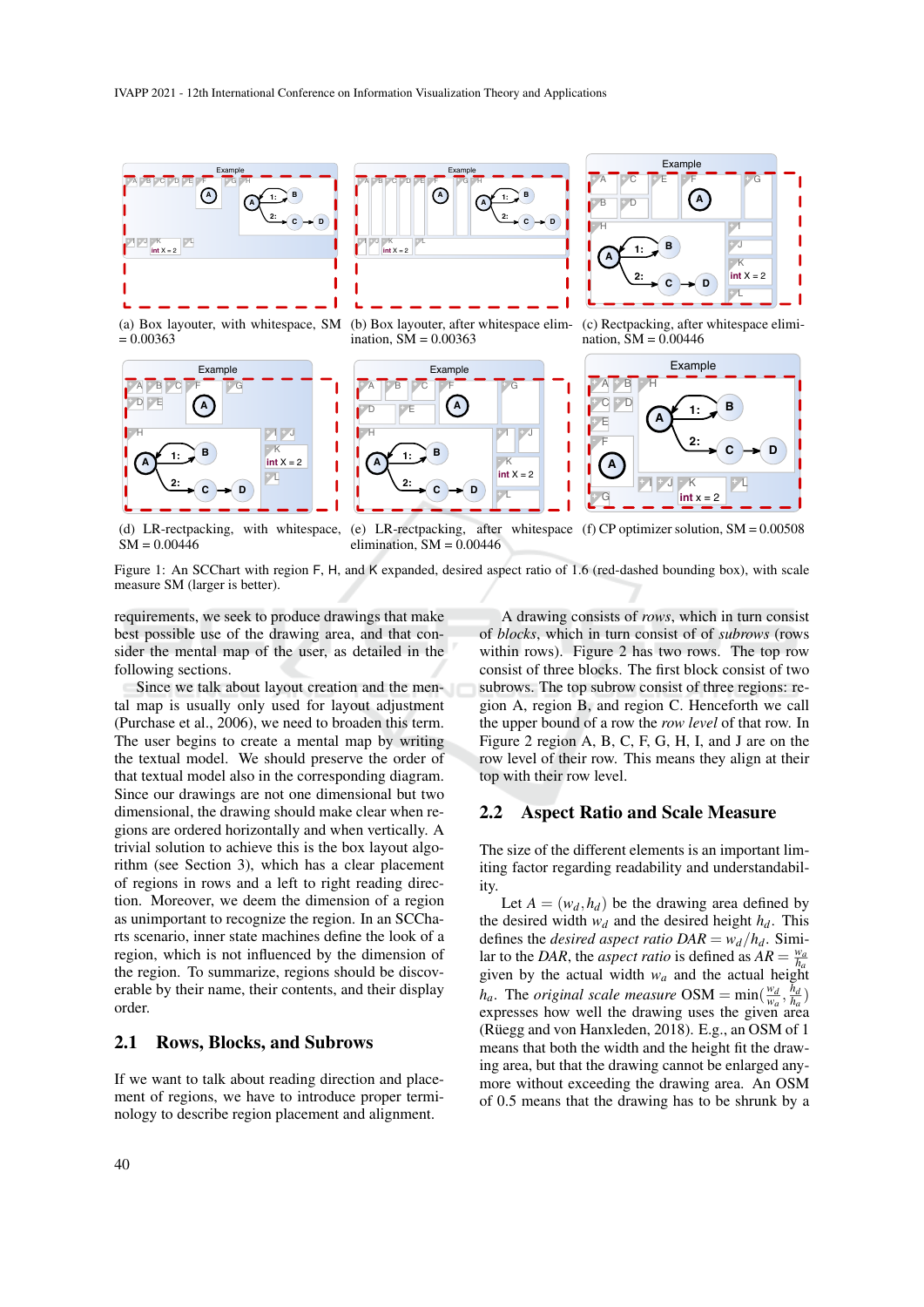(a) Box layouter, with whitespace, SM = 0.00363

(b) Box layouter, after whitespace elimination, SM = 0.00363

(c) Rectpacking, after whitespace elimination, SM = 0.00446

(d) LR-rectpacking, with whitespace, SM = 0.00446

(e) LR-rectpacking, after whitespace elimination, SM = 0.00446

(f) CP optimizer solution, SM = 0.00508

Figure 1: An SCChart with region F, H, and K expanded, desired aspect ratio of 1.6 (red-dashed bounding box), with scale measure SM (larger is better).

requirements, we seek to produce drawings that make best possible use of the drawing area, and that consider the mental map of the user, as detailed in the following sections.

Since we talk about layout creation and the mental map is usually only used for layout adjustment (Purchase et al., 2006), we need to broaden this term. The user begins to create a mental map by writing the textual model. We should preserve the order of that textual model also in the corresponding diagram. Since our drawings are not one dimensional but two dimensional, the drawing should make clear when regions are ordered horizontally and when vertically. A trivial solution to achieve this is the box layout algorithm (see Section 3), which has a clear placement of regions in rows and a left to right reading direction. Moreover, we deem the dimension of a region as unimportant to recognize the region. In an SCCharts scenario, inner state machines define the look of a region, which is not influenced by the dimension of the region. To summarize, regions should be discoverable by their name, their contents, and their display order.

## 2.1 Rows, Blocks, and Subrows

If we want to talk about reading direction and placement of regions, we have to introduce proper terminology to describe region placement and alignment.

A drawing consists of *rows*, which in turn consist of *blocks*, which in turn consist of of *subrows* (rows within rows). Figure 2 has two rows. The top row consist of three blocks. The first block consist of two subrows. The top subrow consist of three regions: region A, region B, and region C. Henceforth we call the upper bound of a row the *row level* of that row. In Figure 2 region A, B, C, F, G, H, I, and J are on the row level of their row. This means they align at their top with their row level.

## 2.2 Aspect Ratio and Scale Measure

The size of the different elements is an important limiting factor regarding readability and understandability.

Let $A = (w_d, h_d)$ be the drawing area defined by the desired width $w_d$ and the desired height $h_d$. This defines the *desired aspect ratio* $DAR = w_d/h_d$. Similar to the *DAR*, the *aspect ratio* is defined as $AR = \frac{w_a}{h_a}$ given by the actual width $w_a$ and the actual height $h_a$. The *original scale measure* $\text{OSM} = \min(\frac{w_d}{w_a}, \frac{h_d}{h_a})$ expresses how well the drawing uses the given area (Rüegg and von Hanxleden, 2018). E.g., an OSM of 1 means that both the width and the height fit the drawing area, but that the drawing cannot be enlarged anymore without exceeding the drawing area. An OSM of 0.5 means that the drawing has to be shrunk by a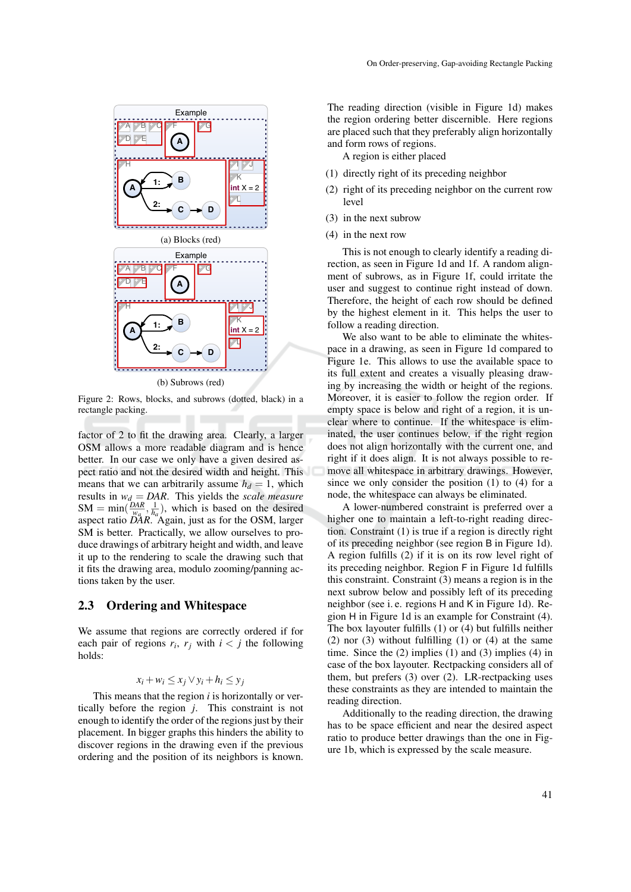(a) Blocks (red)

(b) Subrows (red)

Figure 2: Rows, blocks, and subrows (dotted, black) in a rectangle packing.

factor of 2 to fit the drawing area. Clearly, a larger OSM allows a more readable diagram and is hence better. In our case we only have a given desired aspect ratio and not the desired width and height. This means that we can arbitrarily assume $h_d = 1$, which results in $w_d = DAR$. This yields the *scale measure* SM $= \min(\frac{DAR}{w_a}, \frac{1}{h_a})$, which is based on the desired aspect ratio $DAR$. Again, just as for the OSM, larger SM is better. Practically, we allow ourselves to produce drawings of arbitrary height and width, and leave it up to the rendering to scale the drawing such that it fits the drawing area, modulo zooming/panning actions taken by the user.

## 2.3 Ordering and Whitespace

We assume that regions are correctly ordered if for each pair of regions $r_i$, $r_j$ with $i < j$ the following holds:

$$x_i + w_i \leq x_j \vee y_i + h_i \leq y_j$$

This means that the region $i$ is horizontally or vertically before the region $j$. This constraint is not enough to identify the order of the regions just by their placement. In bigger graphs this hinders the ability to discover regions in the drawing even if the previous ordering and the position of its neighbors is known.

The reading direction (visible in Figure 1d) makes the region ordering better discernible. Here regions are placed such that they preferably align horizontally and form rows of regions.

A region is either placed

(1) directly right of its preceding neighbor

(2) right of its preceding neighbor on the current row level

(3) in the next subrow

(4) in the next row

This is not enough to clearly identify a reading direction, as seen in Figure 1d and 1f. A random alignment of subrows, as in Figure 1f, could irritate the user and suggest to continue right instead of down. Therefore, the height of each row should be defined by the highest element in it. This helps the user to follow a reading direction.

We also want to be able to eliminate the whitespace in a drawing, as seen in Figure 1d compared to Figure 1e. This allows to use the available space to its full extent and creates a visually pleasing drawing by increasing the width or height of the regions. Moreover, it is easier to follow the region order. If empty space is below and right of a region, it is unclear where to continue. If the whitespace is eliminated, the user continues below, if the right region does not align horizontally with the current one, and right if it does align. It is not always possible to remove all whitespace in arbitrary drawings. However, since we only consider the position (1) to (4) for a node, the whitespace can always be eliminated.

A lower-numbered constraint is preferred over a higher one to maintain a left-to-right reading direction. Constraint (1) is true if a region is directly right of its preceding neighbor (see region B in Figure 1d). A region fulfills (2) if it is on its row level right of its preceding neighbor. Region F in Figure 1d fulfills this constraint. Constraint (3) means a region is in the next subrow below and possibly left of its preceding neighbor (see i. e. regions H and K in Figure 1d). Region H in Figure 1d is an example for Constraint (4). The box layouter fulfills (1) or (4) but fulfills neither (2) nor (3) without fulfilling (1) or (4) at the same time. Since the (2) implies (1) and (3) implies (4) in case of the box layouter. Rectpacking considers all of them, but prefers (3) over (2). LR-rectpacking uses these constraints as they are intended to maintain the reading direction.

Additionally to the reading direction, the drawing has to be space efficient and near the desired aspect ratio to produce better drawings than the one in Figure 1b, which is expressed by the scale measure.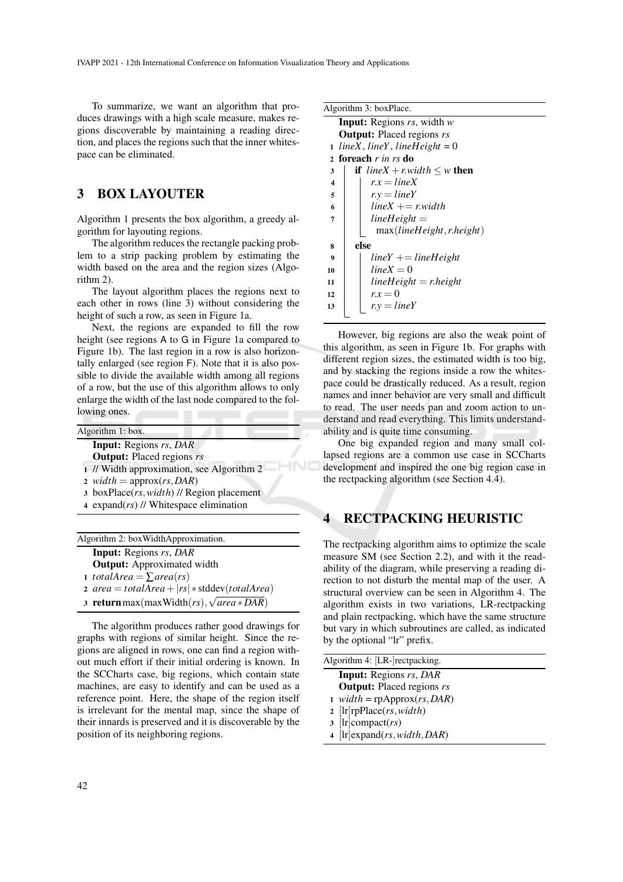To summarize, we want an algorithm that produces drawings with a high scale measure, makes regions discoverable by maintaining a reading direction, and places the regions such that the inner whitespace can be eliminated.

## 3 BOX LAYOUTER

Algorithm 1 presents the box algorithm, a greedy algorithm for layouting regions.

The algorithm reduces the rectangle packing problem to a strip packing problem by estimating the width based on the area and the region sizes (Algorithm 2).

The layout algorithm places the regions next to each other in rows (line 3) without considering the height of such a row, as seen in Figure 1a.

Next, the regions are expanded to fill the row height (see regions A to G in Figure 1a compared to Figure 1b). The last region in a row is also horizontally enlarged (see region F). Note that it is also possible to divide the available width among all regions of a row, but the use of this algorithm allows to only enlarge the width of the last node compared to the following ones.

```
Algorithm 1: box.
  Input: Regions rs, DAR
  Output: Placed regions rs
1 // Width approximation, see Algorithm 2
2 width = approx(rs, DAR)
3 boxPlace(rs, width) // Region placement
4 expand(rs) // Whitespace elimination
```

```
Algorithm 2: boxWidthApproximation.
  Input: Regions rs, DAR
  Output: Approximated width
1 totalArea = ∑ area(rs)
2 area = totalArea + |rs| ∗ stddev(totalArea)
3 return max(maxWidth(rs), √(area ∗ DAR))
```

The algorithm produces rather good drawings for graphs with regions of similar height. Since the regions are aligned in rows, one can find a region without much effort if their initial ordering is known. In the SCCharts case, big regions, which contain state machines, are easy to identify and can be used as a reference point. Here, the shape of the region itself is irrelevant for the mental map, since the shape of their innards is preserved and it is discoverable by the position of its neighboring regions.

```
Algorithm 3: boxPlace.
  Input: Regions rs, width w
  Output: Placed regions rs
1  lineX, lineY, lineHeight = 0
2  foreach r in rs do
3      if lineX + r.width ≤ w then
4          r.x = lineX
5          r.y = lineY
6          lineX += r.width
7          lineHeight =
             max(lineHeight, r.height)
8      else
9          lineY += lineHeight
10         lineX = 0
11         lineHeight = r.height
12         r.x = 0
13         r.y = lineY
```

However, big regions are also the weak point of this algorithm, as seen in Figure 1b. For graphs with different region sizes, the estimated width is too big, and by stacking the regions inside a row the whitespace could be drastically reduced. As a result, region names and inner behavior are very small and difficult to read. The user needs pan and zoom action to understand and read everything. This limits understandability and is quite time consuming.

One big expanded region and many small collapsed regions are a common use case in SCCharts development and inspired the one big region case in the rectpacking algorithm (see Section 4.4).

## 4 RECTPACKING HEURISTIC

The rectpacking algorithm aims to optimize the scale measure SM (see Section 2.2), and with it the readability of the diagram, while preserving a reading direction to not disturb the mental map of the user. A structural overview can be seen in Algorithm 4. The algorithm exists in two variations, LR-rectpacking and plain rectpacking, which have the same structure but vary in which subroutines are called, as indicated by the optional "lr" prefix.

```
Algorithm 4: [LR-]rectpacking.
  Input: Regions rs, DAR
  Output: Placed regions rs
1 width = rpApprox(rs, DAR)
2 [lr]rpPlace(rs, width)
3 [lr]compact(rs)
4 [lr]expand(rs, width, DAR)
```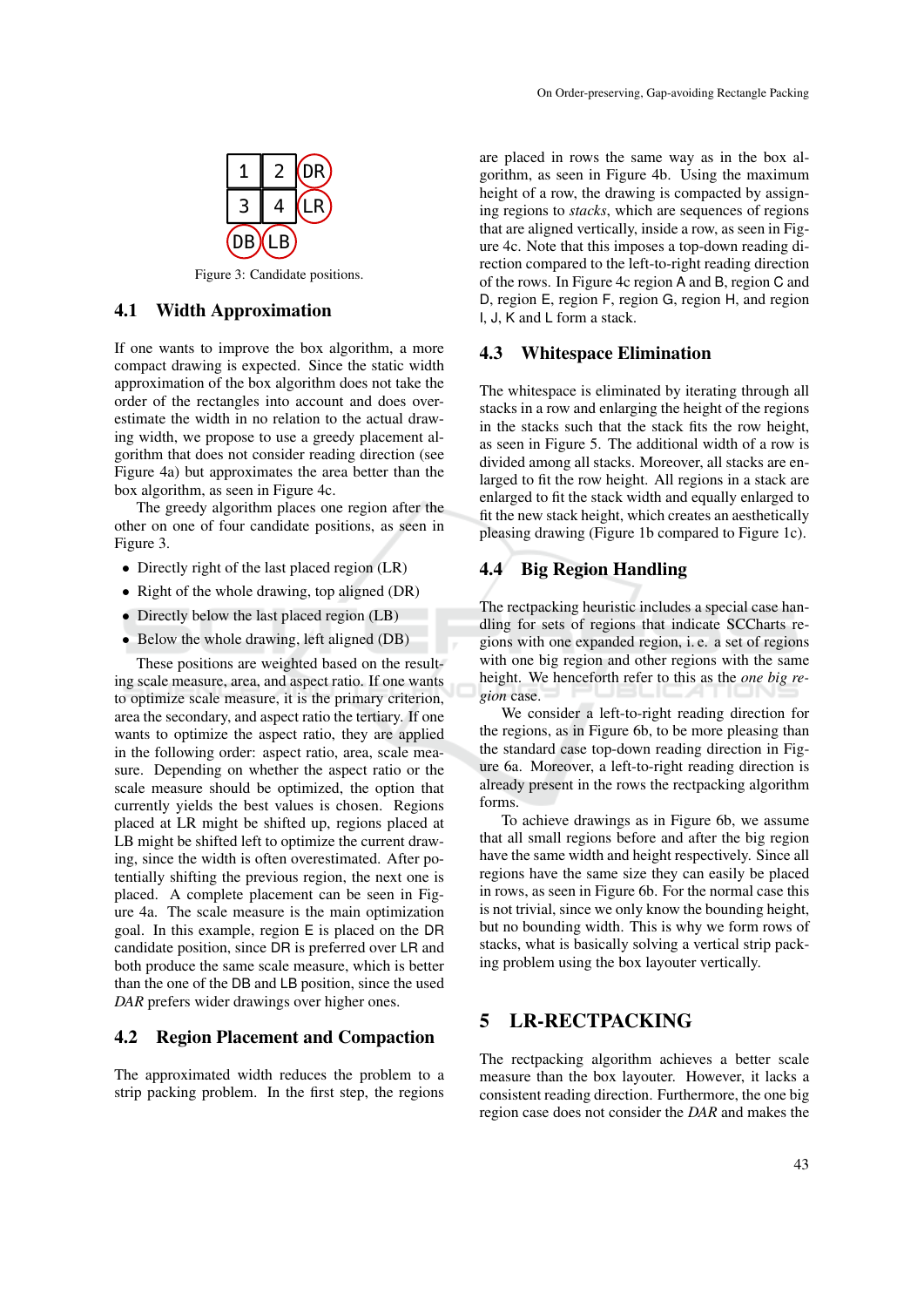Figure 3: Candidate positions.

### 4.1 Width Approximation

If one wants to improve the box algorithm, a more compact drawing is expected. Since the static width approximation of the box algorithm does not take the order of the rectangles into account and does overestimate the width in no relation to the actual drawing width, we propose to use a greedy placement algorithm that does not consider reading direction (see Figure 4a) but approximates the area better than the box algorithm, as seen in Figure 4c.

The greedy algorithm places one region after the other on one of four candidate positions, as seen in Figure 3.

- Directly right of the last placed region (LR)
- Right of the whole drawing, top aligned (DR)
- Directly below the last placed region (LB)
- Below the whole drawing, left aligned (DB)

These positions are weighted based on the resulting scale measure, area, and aspect ratio. If one wants to optimize scale measure, it is the primary criterion, area the secondary, and aspect ratio the tertiary. If one wants to optimize aspect ratio, they are applied in the following order: aspect ratio, area, scale measure. Depending on whether the aspect ratio or the scale measure should be optimized, the option that currently yields the best values is chosen. Regions placed at LR might be shifted up, regions placed at LB might be shifted left to optimize the current drawing, since the width is often overestimated. After potentially shifting the previous region, the next one is placed. A complete placement can be seen in Figure 4a. The scale measure is the main optimization goal. In this example, region E is placed on the DR candidate position, since DR is preferred over LR and both produce the same scale measure, which is better than the one of the DB and LB position, since the used *DAR* prefers wider drawings over higher ones.

### 4.2 Region Placement and Compaction

The approximated width reduces the problem to a strip packing problem. In the first step, the regions are placed in rows the same way as in the box algorithm, as seen in Figure 4b. Using the maximum height of a row, the drawing is compacted by assigning regions to *stacks*, which are sequences of regions that are aligned vertically, inside a row, as seen in Figure 4c. Note that this imposes a top-down reading direction compared to the left-to-right reading direction of the rows. In Figure 4c region A and B, region C and D, region E, region F, region G, region H, and region I, J, K and L form a stack.

### 4.3 Whitespace Elimination

The whitespace is eliminated by iterating through all stacks in a row and enlarging the height of the regions in the stacks such that the stack fits the row height, as seen in Figure 5. The additional width of a row is divided among all stacks. Moreover, all stacks are enlarged to fit the row height. All regions in a stack are enlarged to fit the stack width and equally enlarged to fit the new stack height, which creates an aesthetically pleasing drawing (Figure 1b compared to Figure 1c).

### 4.4 Big Region Handling

The rectpacking heuristic includes a special case handling for sets of regions that indicate SCCharts regions with one expanded region, i. e. a set of regions with one big region and other regions with the same height. We henceforth refer to this as the *one big region* case.

We consider a left-to-right reading direction for the regions, as in Figure 6b, to be more pleasing than the standard case top-down reading direction in Figure 6a. Moreover, a left-to-right reading direction is already present in the rows the rectpacking algorithm forms.

To achieve drawings as in Figure 6b, we assume that all small regions before and after the big region have the same width and height respectively. Since all regions have the same size they can easily be placed in rows, as seen in Figure 6b. For the normal case this is not trivial, since we only know the bounding height, but no bounding width. This is why we form rows of stacks, what is basically solving a vertical strip packing problem using the box layouter vertically.

## 5 LR-RECTPACKING

The rectpacking algorithm achieves a better scale measure than the box layouter. However, it lacks a consistent reading direction. Furthermore, the one big region case does not consider the *DAR* and makes the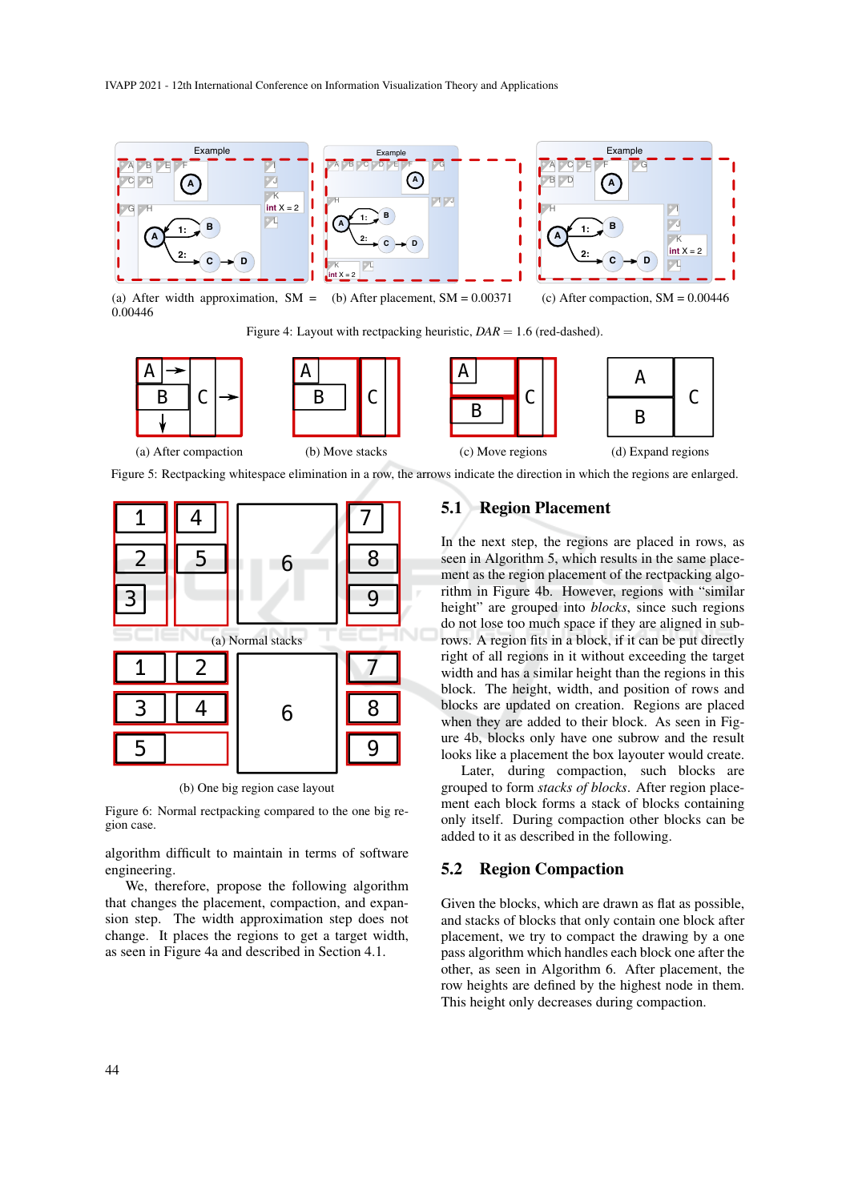(a) After width approximation, SM = 0.00446

(b) After placement, SM = 0.00371

(c) After compaction, SM = 0.00446

Figure 4: Layout with rectpacking heuristic, $DAR = 1.6$ (red-dashed).

(a) After compaction

(b) Move stacks

(c) Move regions

(d) Expand regions

Figure 5: Rectpacking whitespace elimination in a row, the arrows indicate the direction in which the regions are enlarged.

(a) Normal stacks

(b) One big region case layout

Figure 6: Normal rectpacking compared to the one big region case.

algorithm difficult to maintain in terms of software engineering.

We, therefore, propose the following algorithm that changes the placement, compaction, and expansion step. The width approximation step does not change. It places the regions to get a target width, as seen in Figure 4a and described in Section 4.1.

## 5.1 Region Placement

In the next step, the regions are placed in rows, as seen in Algorithm 5, which results in the same placement as the region placement of the rectpacking algorithm in Figure 4b. However, regions with "similar height" are grouped into *blocks*, since such regions do not lose too much space if they are aligned in subrows. A region fits in a block, it if can be put directly right of all regions in it without exceeding the target width and has a similar height than the regions in this block. The height, width, and position of rows and blocks are updated on creation. Regions are placed when they are added to their block. As seen in Figure 4b, blocks only have one subrow and the result looks like a placement the box layouter would create.

Later, during compaction, such blocks are grouped to form *stacks of blocks*. After region placement each block forms a stack of blocks containing only itself. During compaction other blocks can be added to it as described in the following.

## 5.2 Region Compaction

Given the blocks, which are drawn as flat as possible, and stacks of blocks that only contain one block after placement, we try to compact the drawing by a one pass algorithm which handles each block one after the other, as seen in Algorithm 6. After placement, the row heights are defined by the highest node in them. This height only decreases during compaction.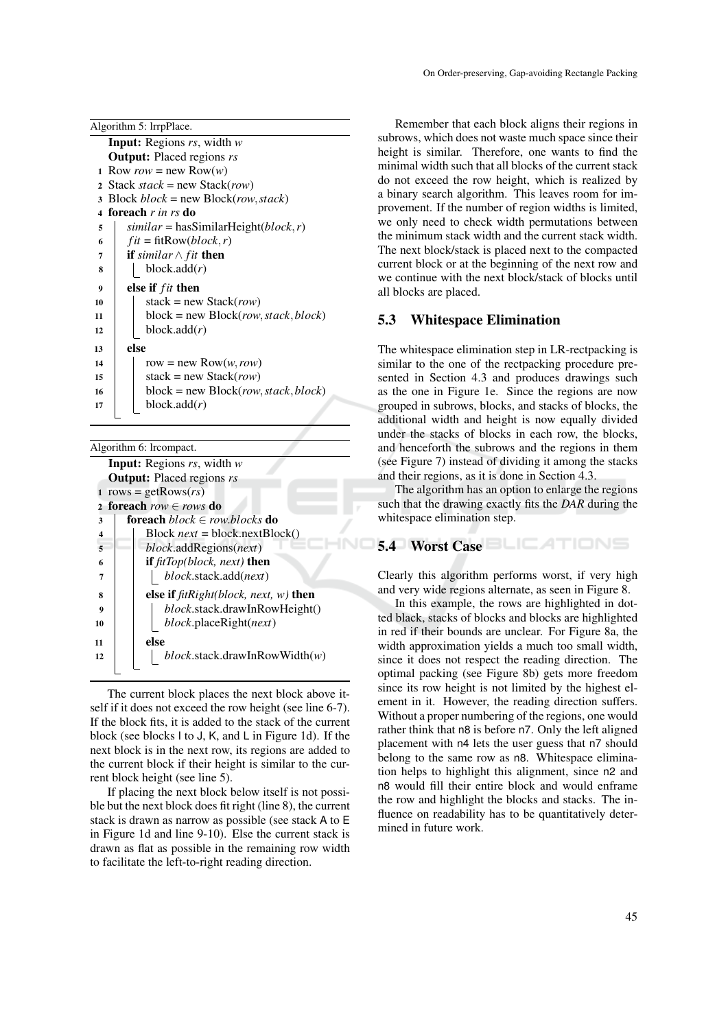Algorithm 5: lrrpPlace.

```
   Input: Regions rs, width w
   Output: Placed regions rs
 1 Row row = new Row(w)
 2 Stack stack = new Stack(row)
 3 Block block = new Block(row, stack)
 4 foreach r in rs do
 5     similar = hasSimilarHeight(block, r)
 6     fit = fitRow(block, r)
 7     if similar ∧ fit then
 8         block.add(r)
 9     else if fit then
10         stack = new Stack(row)
11         block = new Block(row, stack, block)
12         block.add(r)
13     else
14         row = new Row(w, row)
15         stack = new Stack(row)
16         block = new Block(row, stack, block)
17         block.add(r)
```

Algorithm 6: lrcompact.

```
   Input: Regions rs, width w
   Output: Placed regions rs
 1 rows = getRows(rs)
 2 foreach row ∈ rows do
 3     foreach block ∈ row.blocks do
 4         Block next = block.nextBlock()
 5         block.addRegions(next)
 6         if fitTop(block, next) then
 7             block.stack.add(next)
 8         else if fitRight(block, next, w) then
 9             block.stack.drawInRowHeight()
10             block.placeRight(next)
11         else
12             block.stack.drawInRowWidth(w)
```

The current block places the next block above itself if it does not exceed the row height (see line 6-7). If the block fits, it is added to the stack of the current block (see blocks I to J, K, and L in Figure 1d). If the next block is in the next row, its regions are added to the current block if their height is similar to the current block height (see line 5).

If placing the next block below itself is not possible but the next block does fit right (line 8), the current stack is drawn as narrow as possible (see stack A to E in Figure 1d and line 9-10). Else the current stack is drawn as flat as possible in the remaining row width to facilitate the left-to-right reading direction.

Remember that each block aligns their regions in subrows, which does not waste much space since their height is similar. Therefore, one wants to find the minimal width such that all blocks of the current stack do not exceed the row height, which is realized by a binary search algorithm. This leaves room for improvement. If the number of region widths is limited, we only need to check width permutations between the minimum stack width and the current stack width. The next block/stack is placed next to the compacted current block or at the beginning of the next row and we continue with the next block/stack of blocks until all blocks are placed.

## 5.3 Whitespace Elimination

The whitespace elimination step in LR-rectpacking is similar to the one of the rectpacking procedure presented in Section 4.3 and produces drawings such as the one in Figure 1e. Since the regions are now grouped in subrows, blocks, and stacks of blocks, the additional width and height is now equally divided under the stacks of blocks in each row, the blocks, and henceforth the subrows and the regions in them (see Figure 7) instead of dividing it among the stacks and their regions, as it is done in Section 4.3.

The algorithm has an option to enlarge the regions such that the drawing exactly fits the *DAR* during the whitespace elimination step.

## 5.4 Worst Case

Clearly this algorithm performs worst, if very high and very wide regions alternate, as seen in Figure 8.

In this example, the rows are highlighted in dotted black, stacks of blocks and blocks are highlighted in red if their bounds are unclear. For Figure 8a, the width approximation yields a much too small width, since it does not respect the reading direction. The optimal packing (see Figure 8b) gets more freedom since its row height is not limited by the highest element in it. However, the reading direction suffers. Without a proper numbering of the regions, one would rather think that n8 is before n7. Only the left aligned placement with n4 lets the user guess that n7 should belong to the same row as n8. Whitespace elimination helps to highlight this alignment, since n2 and n8 would fill their entire block and would enframe the row and highlight the blocks and stacks. The influence on readability has to be quantitatively determined in future work.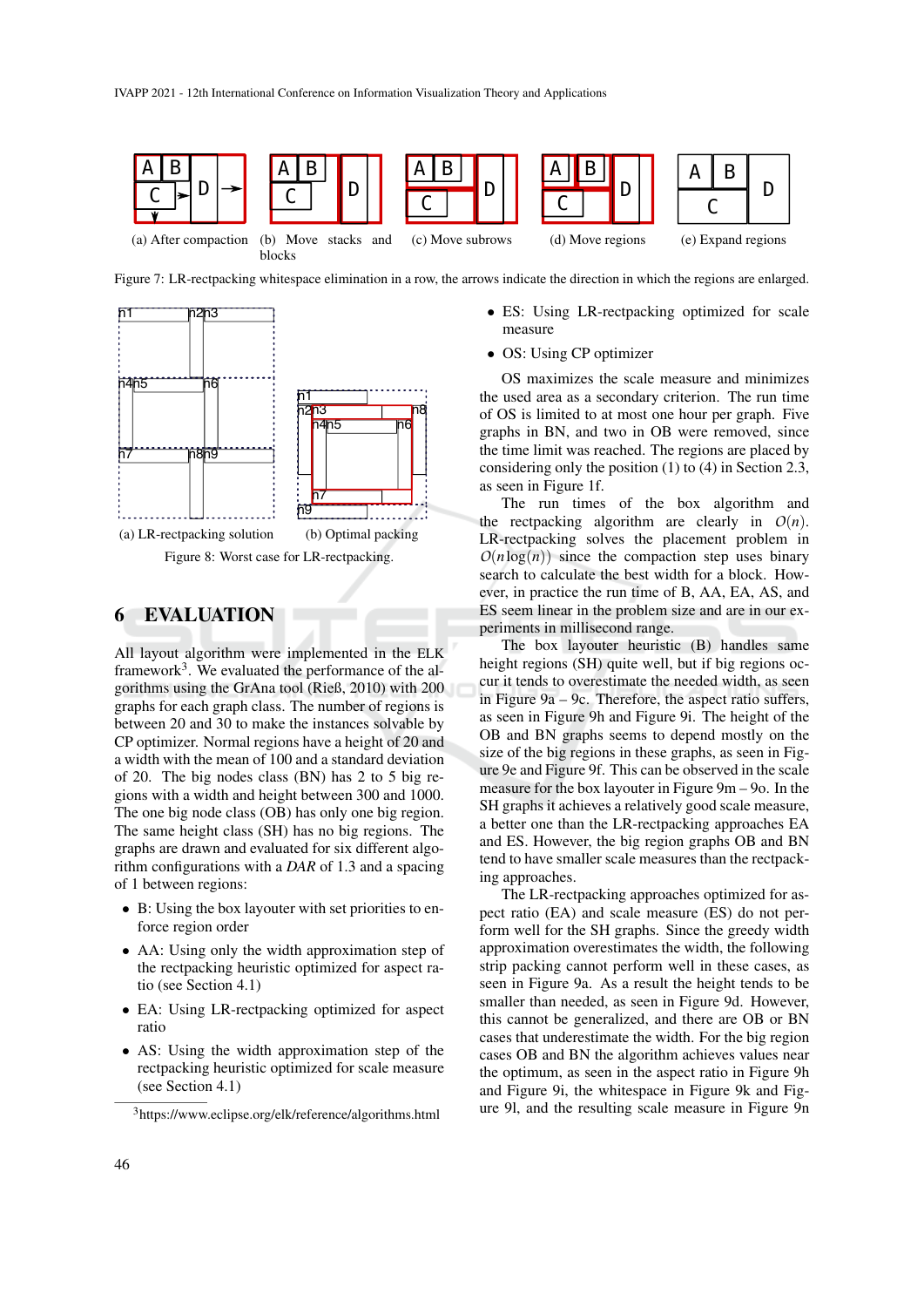(a) After compaction (b) Move stacks and blocks (c) Move subrows (d) Move regions (e) Expand regions

Figure 7: LR-rectpacking whitespace elimination in a row, the arrows indicate the direction in which the regions are enlarged.

(a) LR-rectpacking solution (b) Optimal packing

Figure 8: Worst case for LR-rectpacking.

## 6 EVALUATION

All layout algorithm were implemented in the ELK framework[3]. We evaluated the performance of the algorithms using the GrAna tool (Rieß, 2010) with 200 graphs for each graph class. The number of regions is between 20 and 30 to make the instances solvable by CP optimizer. Normal regions have a height of 20 and a width with the mean of 100 and a standard deviation of 20. The big nodes class (BN) has 2 to 5 big regions with a width and height between 300 and 1000. The one big node class (OB) has only one big region. The same height class (SH) has no big regions. The graphs are drawn and evaluated for six different algorithm configurations with a *DAR* of 1.3 and a spacing of 1 between regions:

- B: Using the box layouter with set priorities to enforce region order
- AA: Using only the width approximation step of the rectpacking heuristic optimized for aspect ratio (see Section 4.1)
- EA: Using LR-rectpacking optimized for aspect ratio
- AS: Using the width approximation step of the rectpacking heuristic optimized for scale measure (see Section 4.1)
- ES: Using LR-rectpacking optimized for scale measure
- OS: Using CP optimizer

OS maximizes the scale measure and minimizes the used area as a secondary criterion. The run time of OS is limited to at most one hour per graph. Five graphs in BN, and two in OB were removed, since the time limit was reached. The regions are placed by considering only the position (1) to (4) in Section 2.3, as seen in Figure 1f.

The run times of the box algorithm and the rectpacking algorithm are clearly in $O(n)$. LR-rectpacking solves the placement problem in $O(n\log(n))$ since the compaction step uses binary search to calculate the best width for a block. However, in practice the run time of B, AA, EA, AS, and ES seem linear in the problem size and are in our experiments in millisecond range.

The box layouter heuristic (B) handles same height regions (SH) quite well, but if big regions occur it tends to overestimate the needed width, as seen in Figure 9a – 9c. Therefore, the aspect ratio suffers, as seen in Figure 9h and Figure 9i. The height of the OB and BN graphs seems to depend mostly on the size of the big regions in these graphs, as seen in Figure 9e and Figure 9f. This can be observed in the scale measure for the box layouter in Figure 9m – 9o. In the SH graphs it achieves a relatively good scale measure, a better one than the LR-rectpacking approaches EA and ES. However, the big region graphs OB and BN tend to have smaller scale measures than the rectpacking approaches.

The LR-rectpacking approaches optimized for aspect ratio (EA) and scale measure (ES) do not perform well for the SH graphs. Since the greedy width approximation overestimates the width, the following strip packing cannot perform well in these cases, as seen in Figure 9a. As a result the height tends to be smaller than needed, as seen in Figure 9d. However, this cannot be generalized, and there are OB or BN cases that underestimate the width. For the big region cases OB and BN the algorithm achieves values near the optimum, as seen in the aspect ratio in Figure 9h and Figure 9i, the whitespace in Figure 9k and Figure 9l, and the resulting scale measure in Figure 9n

[3] https://www.eclipse.org/elk/reference/algorithms.html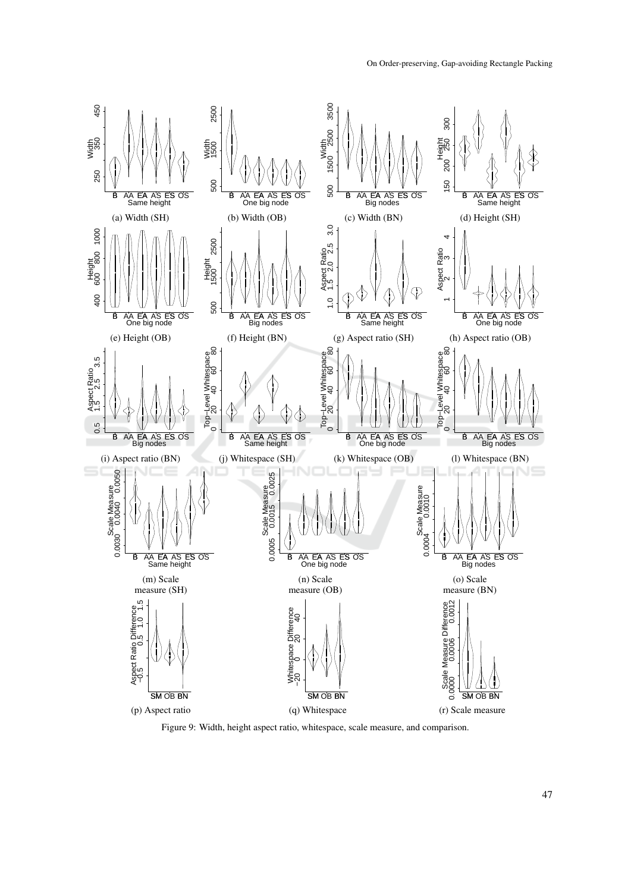(a) Width (SH)

(b) Width (OB)

(c) Width (BN)

(d) Height (SH)

(e) Height (OB)

(f) Height (BN)

(g) Aspect ratio (SH)

(h) Aspect ratio (OB)

(i) Aspect ratio (BN)

(j) Whitespace (SH)

(k) Whitespace (OB)

(l) Whitespace (BN)

(m) Scale measure (SH)

(n) Scale measure (OB)

(o) Scale measure (BN)

(p) Aspect ratio

(q) Whitespace

(r) Scale measure

Figure 9: Width, height aspect ratio, whitespace, scale measure, and comparison.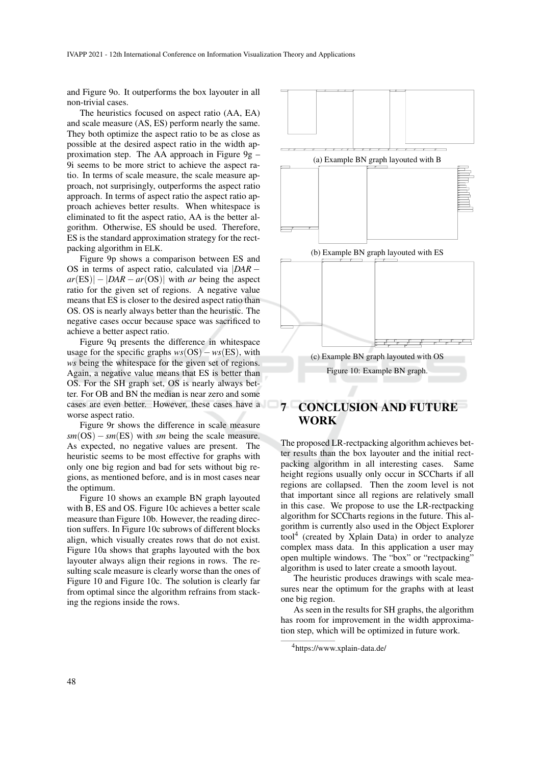and Figure 9o. It outperforms the box layouter in all non-trivial cases.

The heuristics focused on aspect ratio (AA, EA) and scale measure (AS, ES) perform nearly the same. They both optimize the aspect ratio to be as close as possible at the desired aspect ratio in the width approximation step. The AA approach in Figure 9g – 9i seems to be more strict to achieve the aspect ratio. In terms of scale measure, the scale measure approach, not surprisingly, outperforms the aspect ratio approach. In terms of aspect ratio the aspect ratio approach achieves better results. When whitespace is eliminated to fit the aspect ratio, AA is the better algorithm. Otherwise, ES should be used. Therefore, ES is the standard approximation strategy for the rectpacking algorithm in ELK.

Figure 9p shows a comparison between ES and OS in terms of aspect ratio, calculated via $|DAR - ar(\text{ES})| - |DAR - ar(\text{OS})|$ with *ar* being the aspect ratio for the given set of regions. A negative value means that ES is closer to the desired aspect ratio than OS. OS is nearly always better than the heuristic. The negative cases occur because space was sacrificed to achieve a better aspect ratio.

Figure 9q presents the difference in whitespace usage for the specific graphs $ws(\text{OS}) - ws(\text{ES})$, with *ws* being the whitespace for the given set of regions. Again, a negative value means that ES is better than OS. For the SH graph set, OS is nearly always better. For OB and BN the median is near zero and some cases are even better. However, these cases have a worse aspect ratio.

Figure 9r shows the difference in scale measure $sm(\text{OS}) - sm(\text{ES})$ with *sm* being the scale measure. As expected, no negative values are present. The heuristic seems to be most effective for graphs with only one big region and bad for sets without big regions, as mentioned before, and is in most cases near the optimum.

Figure 10 shows an example BN graph layouted with B, ES and OS. Figure 10c achieves a better scale measure than Figure 10b. However, the reading direction suffers. In Figure 10c subrows of different blocks align, which visually creates rows that do not exist. Figure 10a shows that graphs layouted with the box layouter always align their regions in rows. The resulting scale measure is clearly worse than the ones of Figure 10 and Figure 10c. The solution is clearly far from optimal since the algorithm refrains from stacking the regions inside the rows.

(a) Example BN graph layouted with B

(b) Example BN graph layouted with ES

(c) Example BN graph layouted with OS

Figure 10: Example BN graph.

## 7 CONCLUSION AND FUTURE WORK

The proposed LR-rectpacking algorithm achieves better results than the box layouter and the initial rectpacking algorithm in all interesting cases. Same height regions usually only occur in SCCharts if all regions are collapsed. Then the zoom level is not that important since all regions are relatively small in this case. We propose to use the LR-rectpacking algorithm for SCCharts regions in the future. This algorithm is currently also used in the Object Explorer tool[4] (created by Xplain Data) in order to analyze complex mass data. In this application a user may open multiple windows. The "box" or "rectpacking" algorithm is used to later create a smooth layout.

The heuristic produces drawings with scale measures near the optimum for the graphs with at least one big region.

As seen in the results for SH graphs, the algorithm has room for improvement in the width approximation step, which will be optimized in future work.

[4] https://www.xplain-data.de/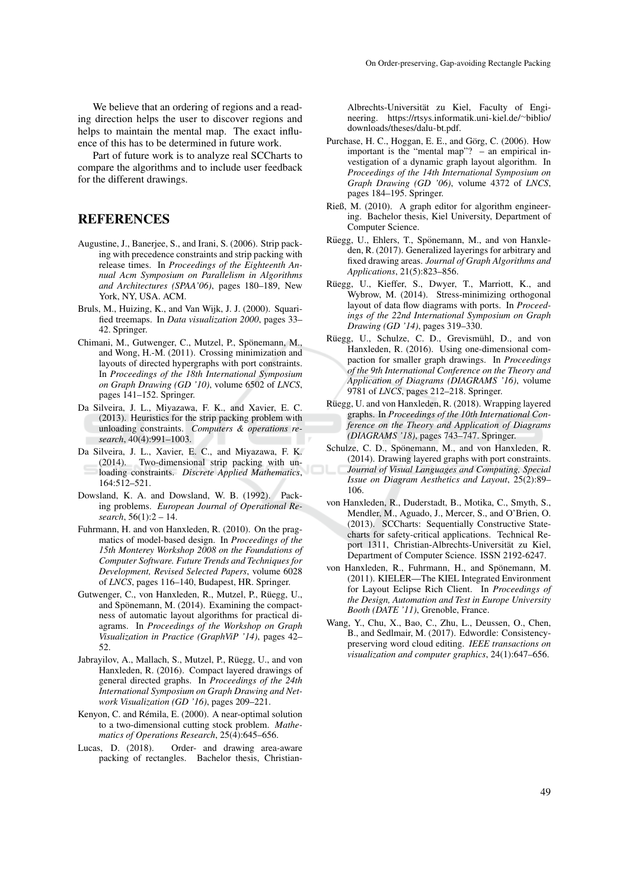We believe that an ordering of regions and a reading direction helps the user to discover regions and helps to maintain the mental map. The exact influence of this has to be determined in future work.

Part of future work is to analyze real SCCharts to compare the algorithms and to include user feedback for the different drawings.

## REFERENCES

Augustine, J., Banerjee, S., and Irani, S. (2006). Strip packing with precedence constraints and strip packing with release times. In *Proceedings of the Eighteenth Annual Acm Symposium on Parallelism in Algorithms and Architectures (SPAA'06)*, pages 180–189, New York, NY, USA. ACM.

Bruls, M., Huizing, K., and Van Wijk, J. J. (2000). Squarified treemaps. In *Data visualization 2000*, pages 33–42. Springer.

Chimani, M., Gutwenger, C., Mutzel, P., Spönemann, M., and Wong, H.-M. (2011). Crossing minimization and layouts of directed hypergraphs with port constraints. In *Proceedings of the 18th International Symposium on Graph Drawing (GD '10)*, volume 6502 of *LNCS*, pages 141–152. Springer.

Da Silveira, J. L., Miyazawa, F. K., and Xavier, E. C. (2013). Heuristics for the strip packing problem with unloading constraints. *Computers & operations research*, 40(4):991–1003.

Da Silveira, J. L., Xavier, E. C., and Miyazawa, F. K. (2014). Two-dimensional strip packing with unloading constraints. *Discrete Applied Mathematics*, 164:512–521.

Dowsland, K. A. and Dowsland, W. B. (1992). Packing problems. *European Journal of Operational Research*, 56(1):2 – 14.

Fuhrmann, H. and von Hanxleden, R. (2010). On the pragmatics of model-based design. In *Proceedings of the 15th Monterey Workshop 2008 on the Foundations of Computer Software. Future Trends and Techniques for Development, Revised Selected Papers*, volume 6028 of *LNCS*, pages 116–140, Budapest, HR. Springer.

Gutwenger, C., von Hanxleden, R., Mutzel, P., Rüegg, U., and Spönemann, M. (2014). Examining the compactness of automatic layout algorithms for practical diagrams. In *Proceedings of the Workshop on Graph Visualization in Practice (GraphViP '14)*, pages 42–52.

Jabrayilov, A., Mallach, S., Mutzel, P., Rüegg, U., and von Hanxleden, R. (2016). Compact layered drawings of general directed graphs. In *Proceedings of the 24th International Symposium on Graph Drawing and Network Visualization (GD '16)*, pages 209–221.

Kenyon, C. and Rémila, E. (2000). A near-optimal solution to a two-dimensional cutting stock problem. *Mathematics of Operations Research*, 25(4):645–656.

Lucas, D. (2018). Order- and drawing area-aware packing of rectangles. Bachelor thesis, Christian-Albrechts-Universität zu Kiel, Faculty of Engineering. https://rtsys.informatik.uni-kiel.de/~biblio/downloads/theses/dalu-bt.pdf.

Purchase, H. C., Hoggan, E. E., and Görg, C. (2006). How important is the "mental map"? – an empirical investigation of a dynamic graph layout algorithm. In *Proceedings of the 14th International Symposium on Graph Drawing (GD '06)*, volume 4372 of *LNCS*, pages 184–195. Springer.

Rieß, M. (2010). A graph editor for algorithm engineering. Bachelor thesis, Kiel University, Department of Computer Science.

Rüegg, U., Ehlers, T., Spönemann, M., and von Hanxleden, R. (2017). Generalized layerings for arbitrary and fixed drawing areas. *Journal of Graph Algorithms and Applications*, 21(5):823–856.

Rüegg, U., Kieffer, S., Dwyer, T., Marriott, K., and Wybrow, M. (2014). Stress-minimizing orthogonal layout of data flow diagrams with ports. In *Proceedings of the 22nd International Symposium on Graph Drawing (GD '14)*, pages 319–330.

Rüegg, U., Schulze, C. D., Grevismühl, D., and von Hanxleden, R. (2016). Using one-dimensional compaction for smaller graph drawings. In *Proceedings of the 9th International Conference on the Theory and Application of Diagrams (DIAGRAMS '16)*, volume 9781 of *LNCS*, pages 212–218. Springer.

Rüegg, U. and von Hanxleden, R. (2018). Wrapping layered graphs. In *Proceedings of the 10th International Conference on the Theory and Application of Diagrams (DIAGRAMS '18)*, pages 743–747. Springer.

Schulze, C. D., Spönemann, M., and von Hanxleden, R. (2014). Drawing layered graphs with port constraints. *Journal of Visual Languages and Computing, Special Issue on Diagram Aesthetics and Layout*, 25(2):89–106.

von Hanxleden, R., Duderstadt, B., Motika, C., Smyth, S., Mendler, M., Aguado, J., Mercer, S., and O'Brien, O. (2013). SCCharts: Sequentially Constructive Statecharts for safety-critical applications. Technical Report 1311, Christian-Albrechts-Universität zu Kiel, Department of Computer Science. ISSN 2192-6247.

von Hanxleden, R., Fuhrmann, H., and Spönemann, M. (2011). KIELER—The KIEL Integrated Environment for Layout Eclipse Rich Client. In *Proceedings of the Design, Automation and Test in Europe University Booth (DATE '11)*, Grenoble, France.

Wang, Y., Chu, X., Bao, C., Zhu, L., Deussen, O., Chen, B., and Sedlmair, M. (2017). Edwordle: Consistency-preserving word cloud editing. *IEEE transactions on visualization and computer graphics*, 24(1):647–656.